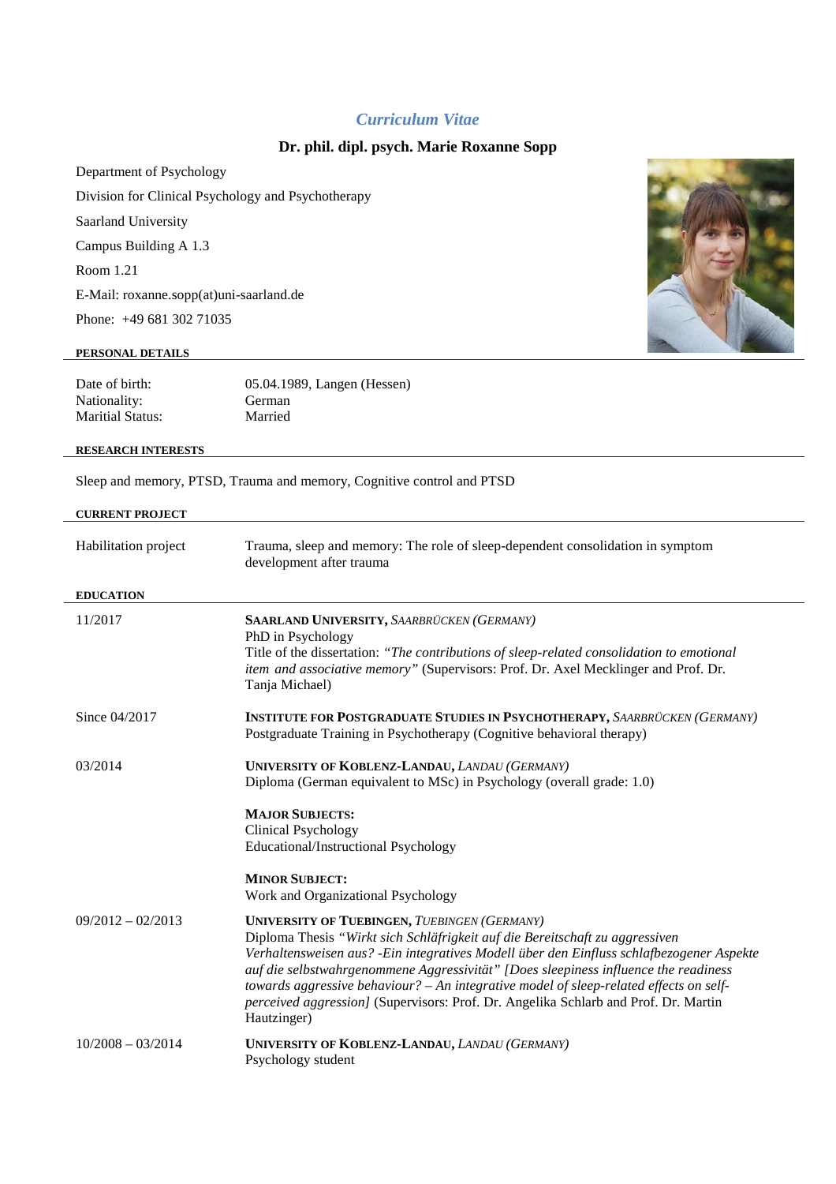# *Curriculum Vitae*

## Dr. phil. dipl. psych. Marie Roxanne Sopp

Department of Psychology

Division for Clinical Psychology and Psychotherapy

Saarland University

Campus Building A 1.3

Room 1.21

E-Mail: roxanne.sopp(at)uni-saarland.de

Phone: +49 681 302 71035

### PERSONAL DETAILS

| | |
|---|---|
| Date of birth: | 05.04.1989, Langen (Hessen) |
| Nationality: | German |
| Maritial Status: | Married |

### RESEARCH INTERESTS

Sleep and memory, PTSD, Trauma and memory, Cognitive control and PTSD

### CURRENT PROJECT

| | |
|---|---|
| Habilitation project | Trauma, sleep and memory: The role of sleep-dependent consolidation in symptom development after trauma |

### EDUCATION

| | |
|---|---|
| 11/2017 | **SAARLAND UNIVERSITY,** *SAARBRÜCKEN (GERMANY)*<br>PhD in Psychology<br>Title of the dissertation: *"The contributions of sleep-related consolidation to emotional item and associative memory"* (Supervisors: Prof. Dr. Axel Mecklinger and Prof. Dr. Tanja Michael) |
| Since 04/2017 | **INSTITUTE FOR POSTGRADUATE STUDIES IN PSYCHOTHERAPY,** *SAARBRÜCKEN (GERMANY)*<br>Postgraduate Training in Psychotherapy (Cognitive behavioral therapy) |
| 03/2014 | **UNIVERSITY OF KOBLENZ-LANDAU,** *LANDAU (GERMANY)*<br>Diploma (German equivalent to MSc) in Psychology (overall grade: 1.0)<br><br>**MAJOR SUBJECTS:**<br>Clinical Psychology<br>Educational/Instructional Psychology<br><br>**MINOR SUBJECT:**<br>Work and Organizational Psychology |
| 09/2012 – 02/2013 | **UNIVERSITY OF TUEBINGEN,** *TUEBINGEN (GERMANY)*<br>Diploma Thesis *"Wirkt sich Schläfrigkeit auf die Bereitschaft zu aggressiven Verhaltensweisen aus? -Ein integratives Modell über den Einfluss schlafbezogener Aspekte auf die selbstwahrgenommene Aggressivität" [Does sleepiness influence the readiness towards aggressive behaviour? – An integrative model of sleep-related effects on self-perceived aggression]* (Supervisors: Prof. Dr. Angelika Schlarb and Prof. Dr. Martin Hautzinger) |
| 10/2008 – 03/2014 | **UNIVERSITY OF KOBLENZ-LANDAU,** *LANDAU (GERMANY)*<br>Psychology student |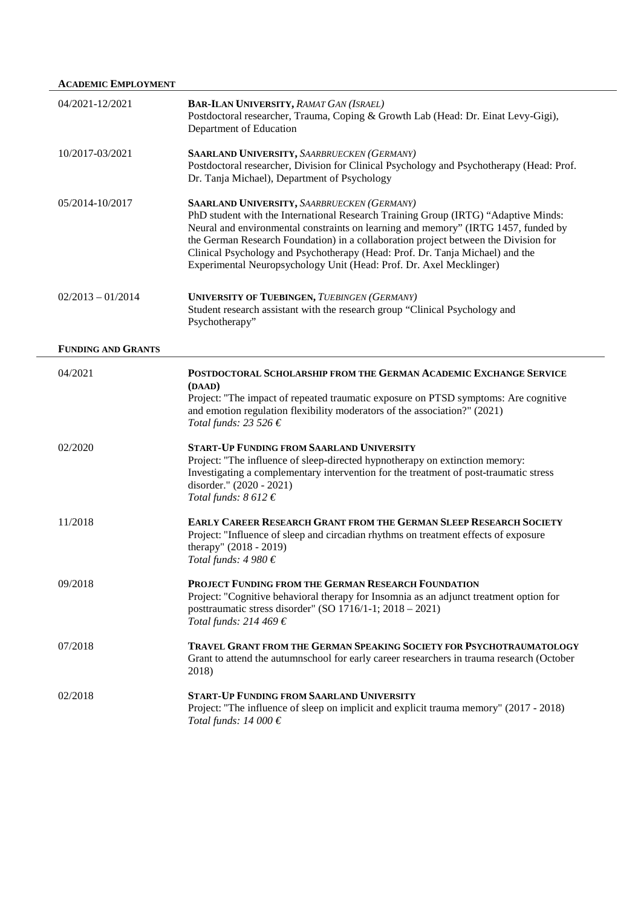## Academic Employment

04/2021-12/2021
**Bar-Ilan University,** *Ramat Gan (Israel)*
Postdoctoral researcher, Trauma, Coping & Growth Lab (Head: Dr. Einat Levy-Gigi), Department of Education

10/2017-03/2021
**Saarland University,** *Saarbruecken (Germany)*
Postdoctoral researcher, Division for Clinical Psychology and Psychotherapy (Head: Prof. Dr. Tanja Michael), Department of Psychology

05/2014-10/2017
**Saarland University,** *Saarbruecken (Germany)*
PhD student with the International Research Training Group (IRTG) "Adaptive Minds: Neural and environmental constraints on learning and memory" (IRTG 1457, funded by the German Research Foundation) in a collaboration project between the Division for Clinical Psychology and Psychotherapy (Head: Prof. Dr. Tanja Michael) and the Experimental Neuropsychology Unit (Head: Prof. Dr. Axel Mecklinger)

02/2013 – 01/2014
**University of Tuebingen,** *Tuebingen (Germany)*
Student research assistant with the research group "Clinical Psychology and Psychotherapy"

## Funding and Grants

04/2021
**Postdoctoral Scholarship from the German Academic Exchange Service (DAAD)**
Project: "The impact of repeated traumatic exposure on PTSD symptoms: Are cognitive and emotion regulation flexibility moderators of the association?" (2021)
*Total funds: 23 526 €*

02/2020
**Start-Up Funding from Saarland University**
Project: "The influence of sleep-directed hypnotherapy on extinction memory: Investigating a complementary intervention for the treatment of post-traumatic stress disorder." (2020 - 2021)
*Total funds: 8 612 €*

11/2018
**Early Career Research Grant from the German Sleep Research Society**
Project: "Influence of sleep and circadian rhythms on treatment effects of exposure therapy" (2018 - 2019)
*Total funds: 4 980 €*

09/2018
**Project Funding from the German Research Foundation**
Project: "Cognitive behavioral therapy for Insomnia as an adjunct treatment option for posttraumatic stress disorder" (SO 1716/1-1; 2018 – 2021)
*Total funds: 214 469 €*

07/2018
**Travel Grant from the German Speaking Society for Psychotraumatology**
Grant to attend the autumnschool for early career researchers in trauma research (October 2018)

02/2018
**Start-Up Funding from Saarland University**
Project: "The influence of sleep on implicit and explicit trauma memory" (2017 - 2018)
*Total funds: 14 000 €*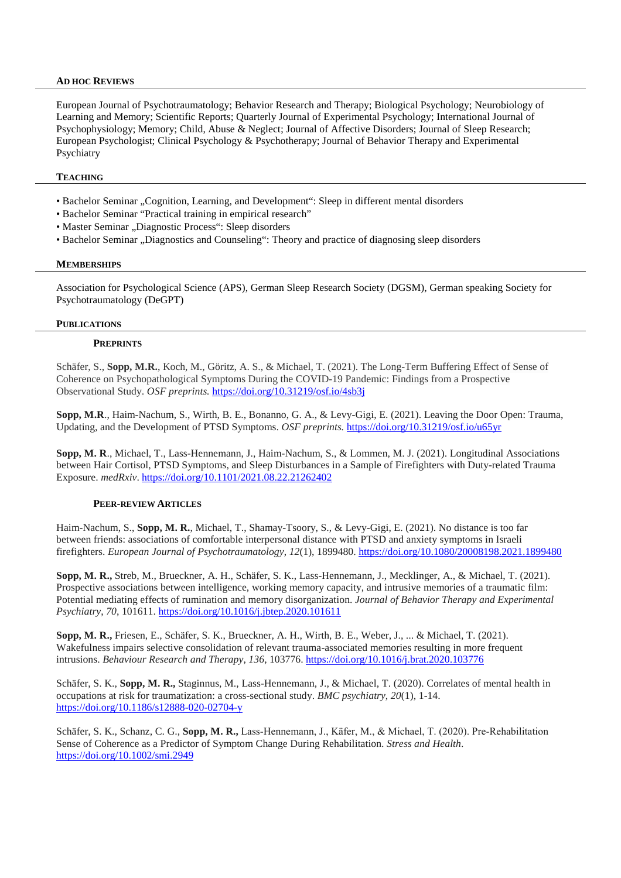## AD HOC REVIEWS

European Journal of Psychotraumatology; Behavior Research and Therapy; Biological Psychology; Neurobiology of Learning and Memory; Scientific Reports; Quarterly Journal of Experimental Psychology; International Journal of Psychophysiology; Memory; Child, Abuse & Neglect; Journal of Affective Disorders; Journal of Sleep Research; European Psychologist; Clinical Psychology & Psychotherapy; Journal of Behavior Therapy and Experimental Psychiatry

## TEACHING

- Bachelor Seminar „Cognition, Learning, and Development": Sleep in different mental disorders
- Bachelor Seminar "Practical training in empirical research"
- Master Seminar „Diagnostic Process": Sleep disorders
- Bachelor Seminar „Diagnostics and Counseling": Theory and practice of diagnosing sleep disorders

## MEMBERSHIPS

Association for Psychological Science (APS), German Sleep Research Society (DGSM), German speaking Society for Psychotraumatology (DeGPT)

## PUBLICATIONS

### PREPRINTS

Schäfer, S., **Sopp, M.R.**, Koch, M., Göritz, A. S., & Michael, T. (2021). The Long-Term Buffering Effect of Sense of Coherence on Psychopathological Symptoms During the COVID-19 Pandemic: Findings from a Prospective Observational Study. *OSF preprints.* https://doi.org/10.31219/osf.io/4sb3j

**Sopp, M.R**., Haim-Nachum, S., Wirth, B. E., Bonanno, G. A., & Levy-Gigi, E. (2021). Leaving the Door Open: Trauma, Updating, and the Development of PTSD Symptoms. *OSF preprints.* https://doi.org/10.31219/osf.io/u65yr

**Sopp, M. R**., Michael, T., Lass-Hennemann, J., Haim-Nachum, S., & Lommen, M. J. (2021). Longitudinal Associations between Hair Cortisol, PTSD Symptoms, and Sleep Disturbances in a Sample of Firefighters with Duty-related Trauma Exposure. *medRxiv*. https://doi.org/10.1101/2021.08.22.21262402

### PEER-REVIEW ARTICLES

Haim-Nachum, S., **Sopp, M. R.**, Michael, T., Shamay-Tsoory, S., & Levy-Gigi, E. (2021). No distance is too far between friends: associations of comfortable interpersonal distance with PTSD and anxiety symptoms in Israeli firefighters. *European Journal of Psychotraumatology*, *12*(1), 1899480. https://doi.org/10.1080/20008198.2021.1899480

**Sopp, M. R.,** Streb, M., Brueckner, A. H., Schäfer, S. K., Lass-Hennemann, J., Mecklinger, A., & Michael, T. (2021). Prospective associations between intelligence, working memory capacity, and intrusive memories of a traumatic film: Potential mediating effects of rumination and memory disorganization. *Journal of Behavior Therapy and Experimental Psychiatry*, *70*, 101611. https://doi.org/10.1016/j.jbtep.2020.101611

**Sopp, M. R.,** Friesen, E., Schäfer, S. K., Brueckner, A. H., Wirth, B. E., Weber, J., ... & Michael, T. (2021). Wakefulness impairs selective consolidation of relevant trauma-associated memories resulting in more frequent intrusions. *Behaviour Research and Therapy*, *136*, 103776. https://doi.org/10.1016/j.brat.2020.103776

Schäfer, S. K., **Sopp, M. R.,** Staginnus, M., Lass-Hennemann, J., & Michael, T. (2020). Correlates of mental health in occupations at risk for traumatization: a cross-sectional study. *BMC psychiatry*, *20*(1), 1-14. https://doi.org/10.1186/s12888-020-02704-y

Schäfer, S. K., Schanz, C. G., **Sopp, M. R.,** Lass-Hennemann, J., Käfer, M., & Michael, T. (2020). Pre-Rehabilitation Sense of Coherence as a Predictor of Symptom Change During Rehabilitation. *Stress and Health*. https://doi.org/10.1002/smi.2949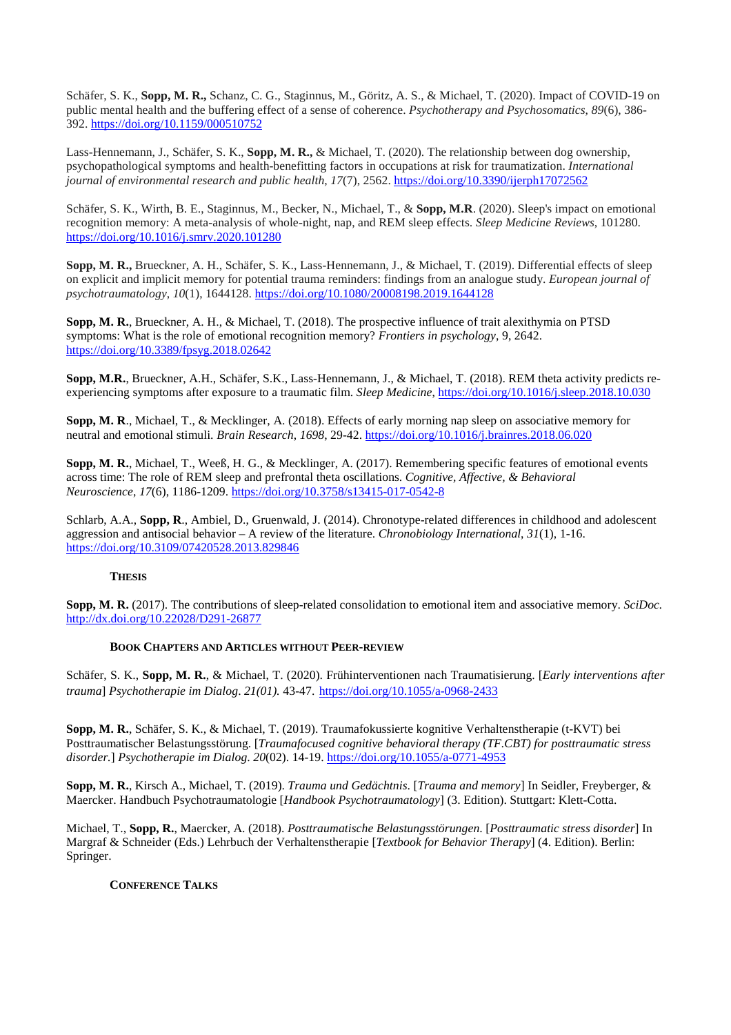Schäfer, S. K., **Sopp, M. R.,** Schanz, C. G., Staginnus, M., Göritz, A. S., & Michael, T. (2020). Impact of COVID-19 on public mental health and the buffering effect of a sense of coherence. *Psychotherapy and Psychosomatics*, *89*(6), 386-392. https://doi.org/10.1159/000510752

Lass-Hennemann, J., Schäfer, S. K., **Sopp, M. R.,** & Michael, T. (2020). The relationship between dog ownership, psychopathological symptoms and health-benefitting factors in occupations at risk for traumatization. *International journal of environmental research and public health*, *17*(7), 2562. https://doi.org/10.3390/ijerph17072562

Schäfer, S. K., Wirth, B. E., Staginnus, M., Becker, N., Michael, T., & **Sopp, M.R**. (2020). Sleep's impact on emotional recognition memory: A meta-analysis of whole-night, nap, and REM sleep effects. *Sleep Medicine Reviews*, 101280. https://doi.org/10.1016/j.smrv.2020.101280

**Sopp, M. R.,** Brueckner, A. H., Schäfer, S. K., Lass-Hennemann, J., & Michael, T. (2019). Differential effects of sleep on explicit and implicit memory for potential trauma reminders: findings from an analogue study. *European journal of psychotraumatology*, *10*(1), 1644128. https://doi.org/10.1080/20008198.2019.1644128

**Sopp, M. R.**, Brueckner, A. H., & Michael, T. (2018). The prospective influence of trait alexithymia on PTSD symptoms: What is the role of emotional recognition memory? *Frontiers in psychology*, 9, 2642. https://doi.org/10.3389/fpsyg.2018.02642

**Sopp, M.R.**, Brueckner, A.H., Schäfer, S.K., Lass-Hennemann, J., & Michael, T. (2018). REM theta activity predicts re-experiencing symptoms after exposure to a traumatic film. *Sleep Medicine*, https://doi.org/10.1016/j.sleep.2018.10.030

**Sopp, M. R**., Michael, T., & Mecklinger, A. (2018). Effects of early morning nap sleep on associative memory for neutral and emotional stimuli. *Brain Research*, *1698*, 29-42. https://doi.org/10.1016/j.brainres.2018.06.020

**Sopp, M. R.**, Michael, T., Weeß, H. G., & Mecklinger, A. (2017). Remembering specific features of emotional events across time: The role of REM sleep and prefrontal theta oscillations. *Cognitive, Affective, & Behavioral Neuroscience*, *17*(6), 1186-1209. https://doi.org/10.3758/s13415-017-0542-8

Schlarb, A.A., **Sopp, R**., Ambiel, D., Gruenwald, J. (2014). Chronotype-related differences in childhood and adolescent aggression and antisocial behavior – A review of the literature. *Chronobiology International*, *31*(1), 1-16. https://doi.org/10.3109/07420528.2013.829846

### Thesis

**Sopp, M. R.** (2017). The contributions of sleep-related consolidation to emotional item and associative memory. *SciDoc.* http://dx.doi.org/10.22028/D291-26877

### Book Chapters and Articles without Peer-Review

Schäfer, S. K., **Sopp, M. R.**, & Michael, T. (2020). Frühinterventionen nach Traumatisierung. [*Early interventions after trauma*] *Psychotherapie im Dialog*. *21(01).* 43-47. https://doi.org/10.1055/a-0968-2433

**Sopp, M. R.**, Schäfer, S. K., & Michael, T. (2019). Traumafokussierte kognitive Verhaltenstherapie (t-KVT) bei Posttraumatischer Belastungsstörung. [*Traumafocused cognitive behavioral therapy (TF.CBT) for posttraumatic stress disorder.*] *Psychotherapie im Dialog*. *20*(02). 14-19. https://doi.org/10.1055/a-0771-4953

**Sopp, M. R.**, Kirsch A., Michael, T. (2019). *Trauma und Gedächtnis*. [*Trauma and memory*] In Seidler, Freyberger, & Maercker. Handbuch Psychotraumatologie [*Handbook Psychotraumatology*] (3. Edition). Stuttgart: Klett-Cotta.

Michael, T., **Sopp, R.**, Maercker, A. (2018). *Posttraumatische Belastungsstörungen*. [*Posttraumatic stress disorder*] In Margraf & Schneider (Eds.) Lehrbuch der Verhaltenstherapie [*Textbook for Behavior Therapy*] (4. Edition). Berlin: Springer.

### Conference Talks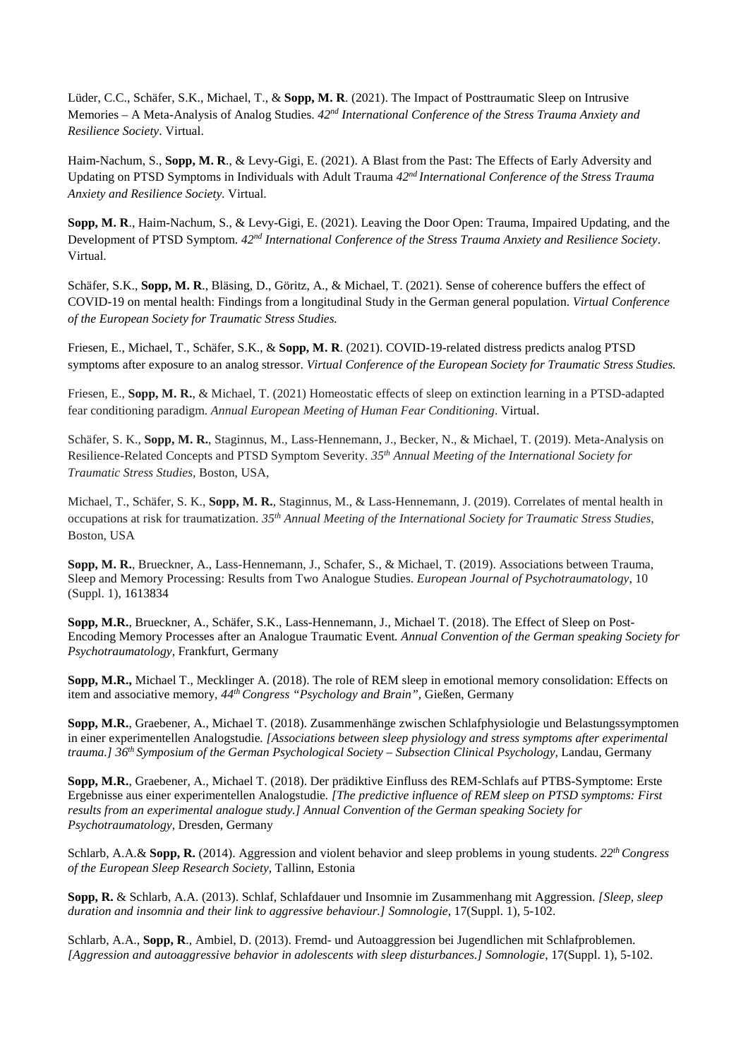Lüder, C.C., Schäfer, S.K., Michael, T., & **Sopp, M. R**. (2021). The Impact of Posttraumatic Sleep on Intrusive Memories – A Meta-Analysis of Analog Studies. *42nd International Conference of the Stress Trauma Anxiety and Resilience Society*. Virtual.

Haim-Nachum, S., **Sopp, M. R**., & Levy-Gigi, E. (2021). A Blast from the Past: The Effects of Early Adversity and Updating on PTSD Symptoms in Individuals with Adult Trauma *42nd International Conference of the Stress Trauma Anxiety and Resilience Society.* Virtual.

**Sopp, M. R**., Haim-Nachum, S., & Levy-Gigi, E. (2021). Leaving the Door Open: Trauma, Impaired Updating, and the Development of PTSD Symptom. *42nd International Conference of the Stress Trauma Anxiety and Resilience Society*. Virtual.

Schäfer, S.K., **Sopp, M. R**., Bläsing, D., Göritz, A., & Michael, T. (2021). Sense of coherence buffers the effect of COVID-19 on mental health: Findings from a longitudinal Study in the German general population. *Virtual Conference of the European Society for Traumatic Stress Studies.*

Friesen, E., Michael, T., Schäfer, S.K., & **Sopp, M. R**. (2021). COVID-19-related distress predicts analog PTSD symptoms after exposure to an analog stressor. *Virtual Conference of the European Society for Traumatic Stress Studies.*

Friesen, E., **Sopp, M. R.**, & Michael, T. (2021) Homeostatic effects of sleep on extinction learning in a PTSD-adapted fear conditioning paradigm. *Annual European Meeting of Human Fear Conditioning*. Virtual.

Schäfer, S. K., **Sopp, M. R.**, Staginnus, M., Lass-Hennemann, J., Becker, N., & Michael, T. (2019). Meta-Analysis on Resilience-Related Concepts and PTSD Symptom Severity. *35th Annual Meeting of the International Society for Traumatic Stress Studies*, Boston, USA,

Michael, T., Schäfer, S. K., **Sopp, M. R.**, Staginnus, M., & Lass-Hennemann, J. (2019). Correlates of mental health in occupations at risk for traumatization. *35th Annual Meeting of the International Society for Traumatic Stress Studies*, Boston, USA

**Sopp, M. R.**, Brueckner, A., Lass-Hennemann, J., Schafer, S., & Michael, T. (2019). Associations between Trauma, Sleep and Memory Processing: Results from Two Analogue Studies. *European Journal of Psychotraumatology*, 10 (Suppl. 1), 1613834

**Sopp, M.R.**, Brueckner, A., Schäfer, S.K., Lass-Hennemann, J., Michael T. (2018). The Effect of Sleep on Post-Encoding Memory Processes after an Analogue Traumatic Event*. Annual Convention of the German speaking Society for Psychotraumatology,* Frankfurt, Germany

**Sopp, M.R.,** Michael T., Mecklinger A. (2018). The role of REM sleep in emotional memory consolidation: Effects on item and associative memory, *44th Congress "Psychology and Brain"*, Gießen, Germany

**Sopp, M.R.**, Graebener, A., Michael T. (2018). Zusammenhänge zwischen Schlafphysiologie und Belastungssymptomen in einer experimentellen Analogstudie*. [Associations between sleep physiology and stress symptoms after experimental trauma.] 36th Symposium of the German Psychological Society – Subsection Clinical Psychology,* Landau, Germany

**Sopp, M.R.**, Graebener, A., Michael T. (2018). Der prädiktive Einfluss des REM-Schlafs auf PTBS-Symptome: Erste Ergebnisse aus einer experimentellen Analogstudie*. [The predictive influence of REM sleep on PTSD symptoms: First results from an experimental analogue study.] Annual Convention of the German speaking Society for Psychotraumatology*, Dresden, Germany

Schlarb, A.A.& **Sopp, R.** (2014). Aggression and violent behavior and sleep problems in young students. *22th Congress of the European Sleep Research Society*, Tallinn, Estonia

**Sopp, R.** & Schlarb, A.A. (2013). Schlaf, Schlafdauer und Insomnie im Zusammenhang mit Aggression. *[Sleep, sleep duration and insomnia and their link to aggressive behaviour.] Somnologie*, 17(Suppl. 1), 5-102.

Schlarb, A.A., **Sopp, R**., Ambiel, D. (2013). Fremd- und Autoaggression bei Jugendlichen mit Schlafproblemen. *[Aggression and autoaggressive behavior in adolescents with sleep disturbances.] Somnologie*, 17(Suppl. 1), 5-102.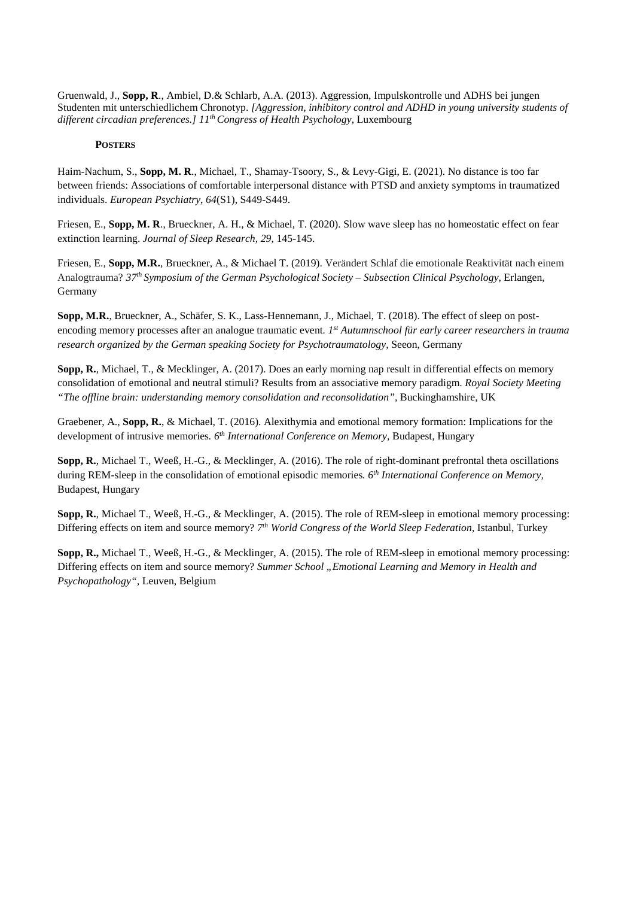Gruenwald, J., **Sopp, R**., Ambiel, D.& Schlarb, A.A. (2013). Aggression, Impulskontrolle und ADHS bei jungen Studenten mit unterschiedlichem Chronotyp. *[Aggression, inhibitory control and ADHD in young university students of different circadian preferences.] 11th Congress of Health Psychology*, Luxembourg

### POSTERS

Haim-Nachum, S., **Sopp, M. R**., Michael, T., Shamay-Tsoory, S., & Levy-Gigi, E. (2021). No distance is too far between friends: Associations of comfortable interpersonal distance with PTSD and anxiety symptoms in traumatized individuals. *European Psychiatry*, *64*(S1), S449-S449.

Friesen, E., **Sopp, M. R**., Brueckner, A. H., & Michael, T. (2020). Slow wave sleep has no homeostatic effect on fear extinction learning. *Journal of Sleep Research, 29*, 145-145.

Friesen, E., **Sopp, M.R.**, Brueckner, A., & Michael T. (2019). Verändert Schlaf die emotionale Reaktivität nach einem Analogtrauma? *37th Symposium of the German Psychological Society – Subsection Clinical Psychology,* Erlangen, Germany

**Sopp, M.R.**, Brueckner, A., Schäfer, S. K., Lass-Hennemann, J., Michael, T. (2018). The effect of sleep on post-encoding memory processes after an analogue traumatic event. *1st Autumnschool für early career researchers in trauma research organized by the German speaking Society for Psychotraumatology,* Seeon, Germany

**Sopp, R.**, Michael, T., & Mecklinger, A. (2017). Does an early morning nap result in differential effects on memory consolidation of emotional and neutral stimuli? Results from an associative memory paradigm. *Royal Society Meeting "The offline brain: understanding memory consolidation and reconsolidation"*, Buckinghamshire, UK

Graebener, A., **Sopp, R.**, & Michael, T. (2016). Alexithymia and emotional memory formation: Implications for the development of intrusive memories. *6th International Conference on Memory*, Budapest, Hungary

**Sopp, R.**, Michael T., Weeß, H.-G., & Mecklinger, A. (2016). The role of right-dominant prefrontal theta oscillations during REM-sleep in the consolidation of emotional episodic memories. *6th International Conference on Memory,* Budapest, Hungary

**Sopp, R.**, Michael T., Weeß, H.-G., & Mecklinger, A. (2015). The role of REM-sleep in emotional memory processing: Differing effects on item and source memory? *7th World Congress of the World Sleep Federation,* Istanbul, Turkey

**Sopp, R.,** Michael T., Weeß, H.-G., & Mecklinger, A. (2015). The role of REM-sleep in emotional memory processing: Differing effects on item and source memory? *Summer School „Emotional Learning and Memory in Health and Psychopathology",* Leuven, Belgium